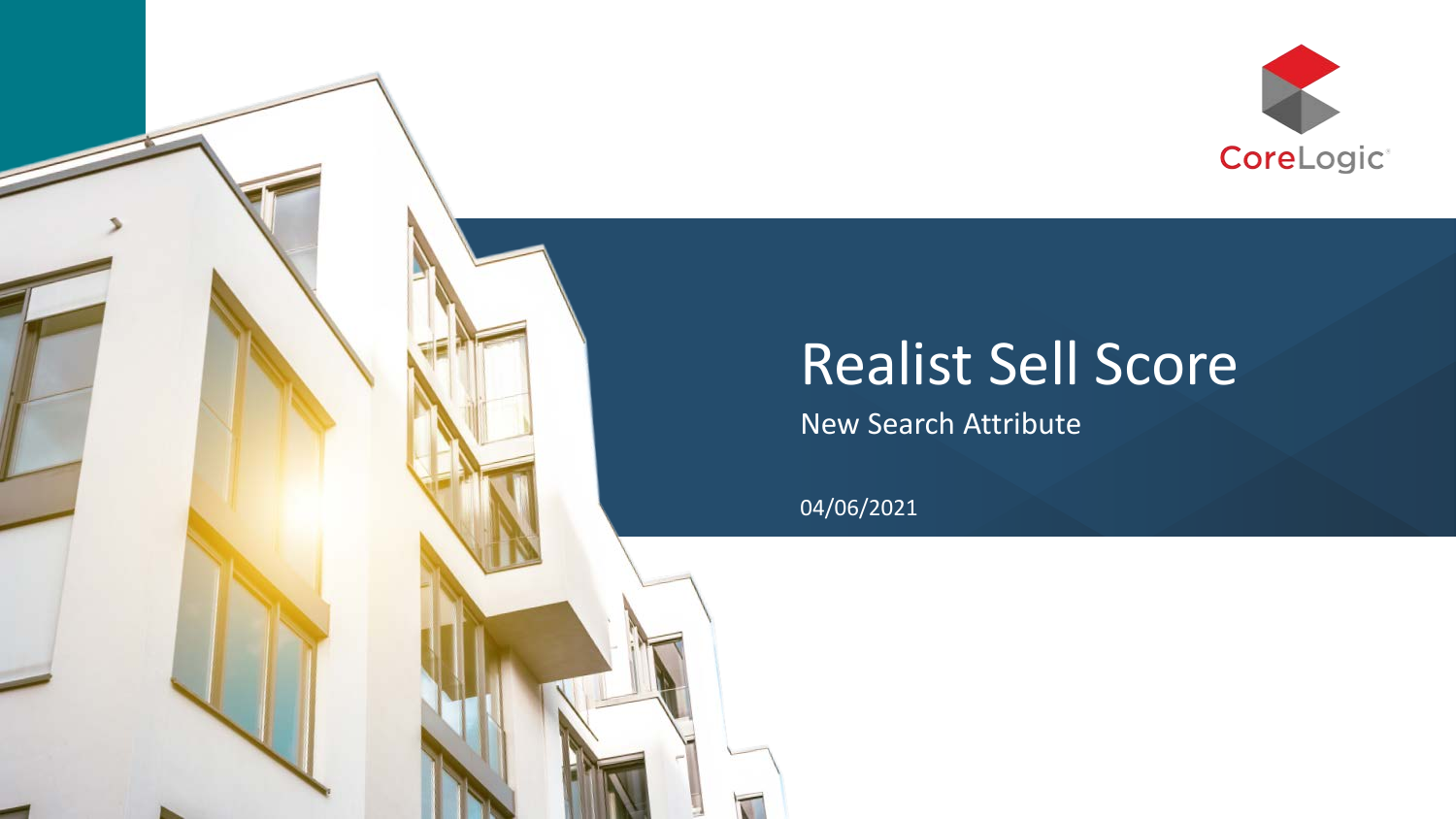CoreLogic

# Realist Sell Score

New Search Attribute

04/06/2021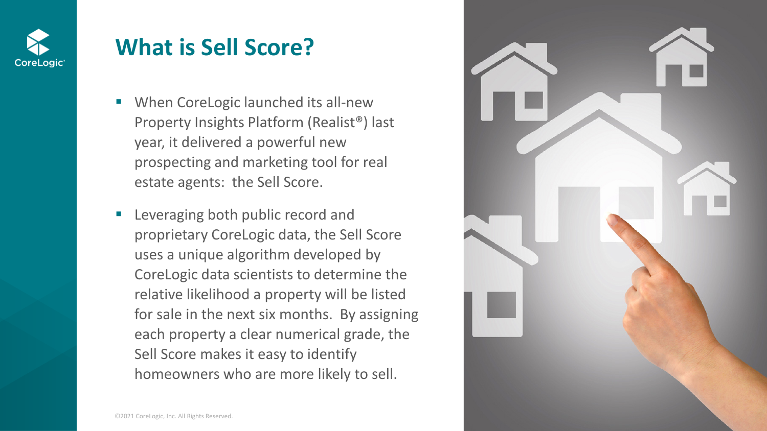# What is Sell Score?

- When CoreLogic launched its all-new Property Insights Platform (Realist®) last year, it delivered a powerful new prospecting and marketing tool for real estate agents: the Sell Score.
- Leveraging both public record and proprietary CoreLogic data, the Sell Score uses a unique algorithm developed by CoreLogic data scientists to determine the relative likelihood a property will be listed for sale in the next six months. By assigning each property a clear numerical grade, the Sell Score makes it easy to identify homeowners who are more likely to sell.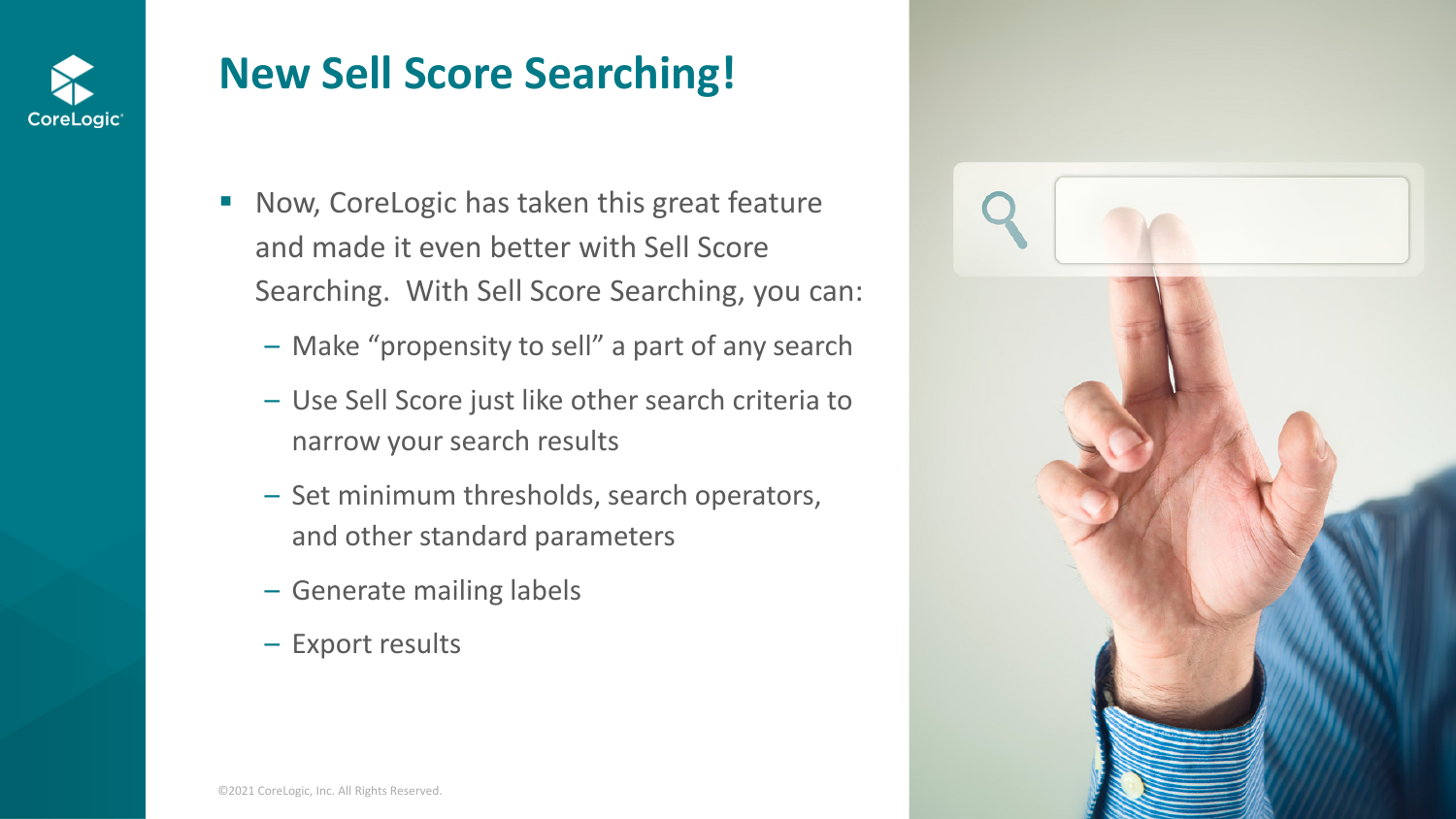# New Sell Score Searching!

- Now, CoreLogic has taken this great feature and made it even better with Sell Score Searching. With Sell Score Searching, you can:
  - Make "propensity to sell" a part of any search
  - Use Sell Score just like other search criteria to narrow your search results
  - Set minimum thresholds, search operators, and other standard parameters
  - Generate mailing labels
  - Export results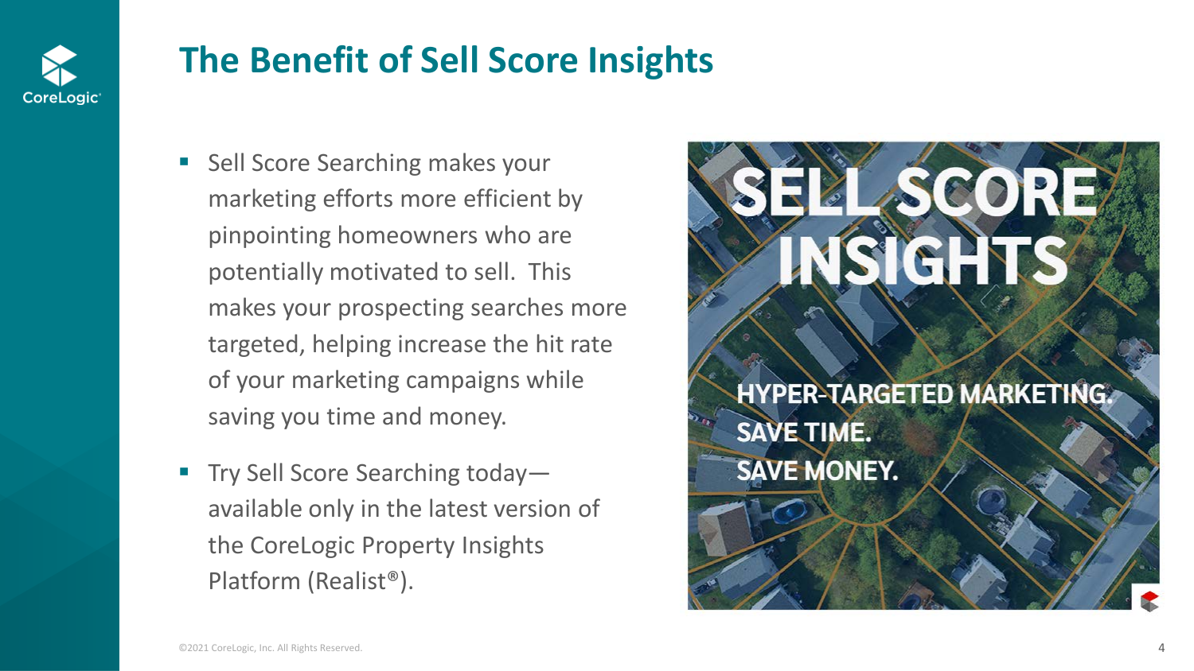# The Benefit of Sell Score Insights

- Sell Score Searching makes your marketing efforts more efficient by pinpointing homeowners who are potentially motivated to sell. This makes your prospecting searches more targeted, helping increase the hit rate of your marketing campaigns while saving you time and money.
- Try Sell Score Searching today—available only in the latest version of the CoreLogic Property Insights Platform (Realist®).

SELL SCORE INSIGHTS

HYPER-TARGETED MARKETING.
SAVE TIME.
SAVE MONEY.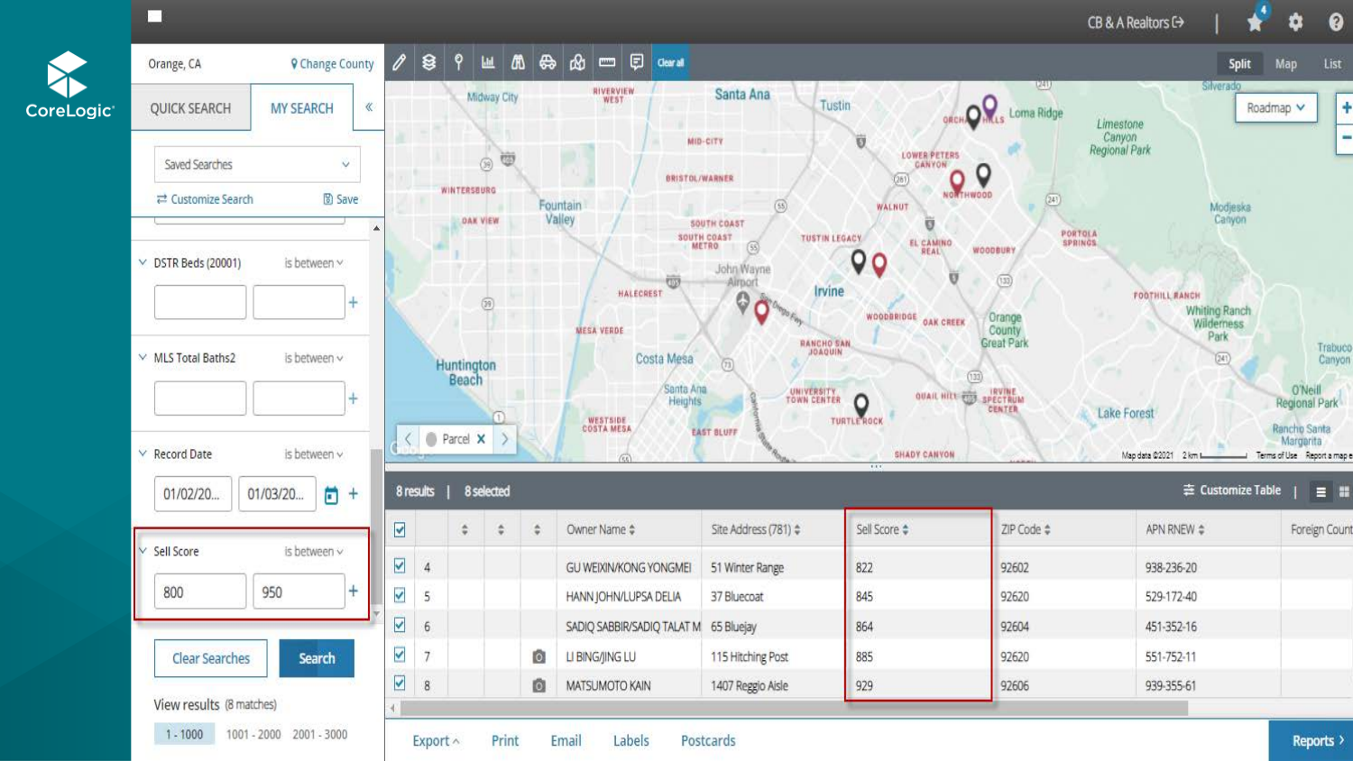CoreLogic

CB & A Realtors

Orange, CA | Change County

QUICK SEARCH | MY SEARCH

Saved Searches

Customize Search | Save

DSTR Beds (20001) is between

MLS Total Baths2 is between

Record Date is between

01/02/20... | 01/03/20...

Sell Score is between

800 | 950

Clear Searches | Search

View results (8 matches)

1 - 1000 | 1001 - 2000 | 2001 - 3000

Clear all

Split | Map | List

Roadmap

Parcel

8 results | 8 selected

Customize Table

| | | | | | Owner Name | Site Address (781) | Sell Score | ZIP Code | APN RNEW | Foreign Count |
|---|---|---|---|---|---|---|---|---|---|---|
| ✓ | 4 | | | | GU WEIXIN/KONG YONGMEI | 51 Winter Range | 822 | 92602 | 938-236-20 | |
| ✓ | 5 | | | | HANN JOHN/LUPSA DELIA | 37 Bluecoat | 845 | 92620 | 529-172-40 | |
| ✓ | 6 | | | | SADIQ SABBIR/SADIQ TALAT M | 65 Bluejay | 864 | 92604 | 451-352-16 | |
| ✓ | 7 | | | | LI BING/JING LU | 115 Hitching Post | 885 | 92620 | 551-752-11 | |
| ✓ | 8 | | | | MATSUMOTO KAIN | 1407 Reggio Aisle | 929 | 92606 | 939-355-61 | |

Export | Print | Email | Labels | Postcards | Reports